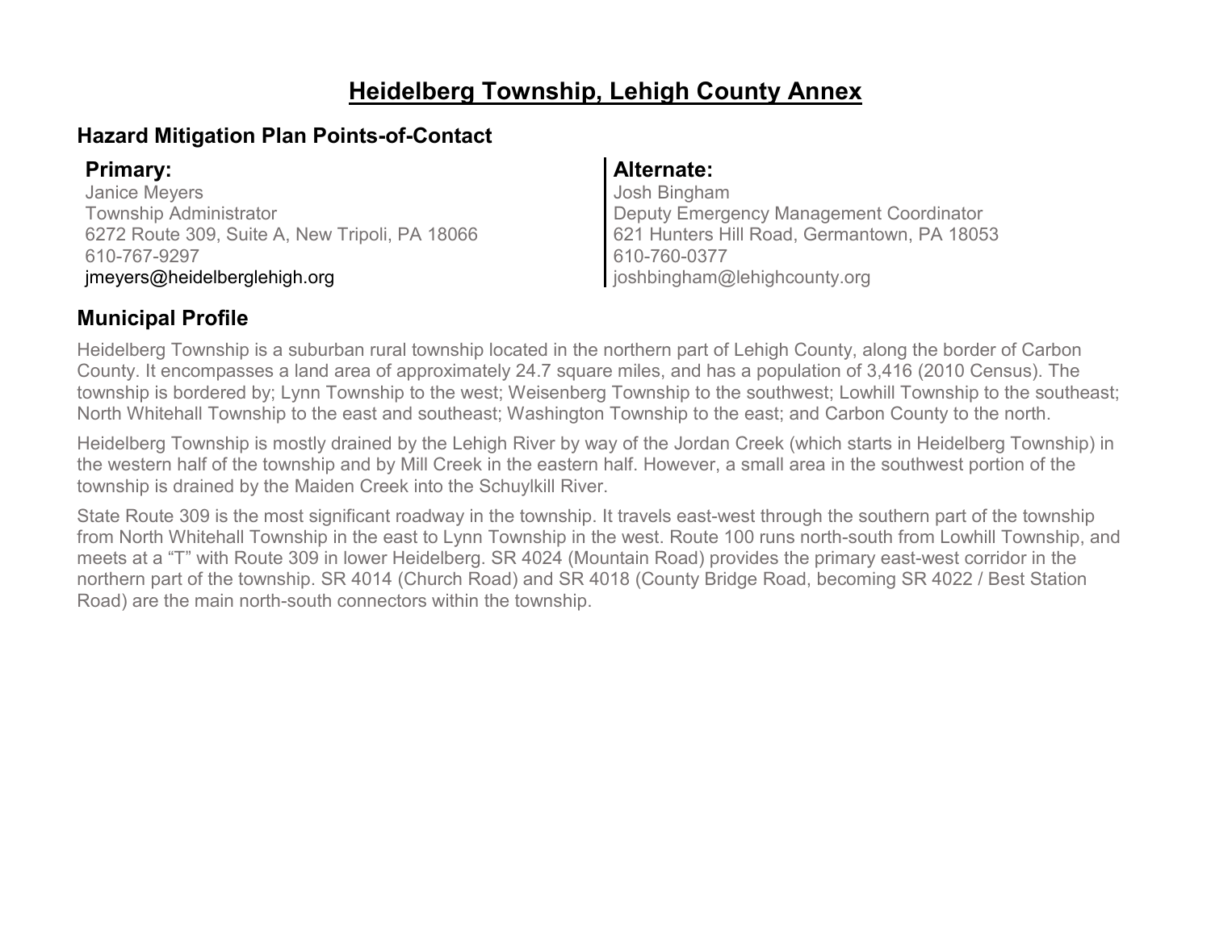# Heidelberg Township, Lehigh County Annex

## Hazard Mitigation Plan Points-of-Contact

### Primary:

Janice Meyers
Township Administrator
6272 Route 309, Suite A, New Tripoli, PA 18066
610-767-9297
jmeyers@heidelberglehigh.org

### Alternate:

Josh Bingham
Deputy Emergency Management Coordinator
621 Hunters Hill Road, Germantown, PA 18053
610-760-0377
joshbingham@lehighcounty.org

## Municipal Profile

Heidelberg Township is a suburban rural township located in the northern part of Lehigh County, along the border of Carbon County. It encompasses a land area of approximately 24.7 square miles, and has a population of 3,416 (2010 Census). The township is bordered by; Lynn Township to the west; Weisenberg Township to the southwest; Lowhill Township to the southeast; North Whitehall Township to the east and southeast; Washington Township to the east; and Carbon County to the north.

Heidelberg Township is mostly drained by the Lehigh River by way of the Jordan Creek (which starts in Heidelberg Township) in the western half of the township and by Mill Creek in the eastern half. However, a small area in the southwest portion of the township is drained by the Maiden Creek into the Schuylkill River.

State Route 309 is the most significant roadway in the township. It travels east-west through the southern part of the township from North Whitehall Township in the east to Lynn Township in the west. Route 100 runs north-south from Lowhill Township, and meets at a “T” with Route 309 in lower Heidelberg. SR 4024 (Mountain Road) provides the primary east-west corridor in the northern part of the township. SR 4014 (Church Road) and SR 4018 (County Bridge Road, becoming SR 4022 / Best Station Road) are the main north-south connectors within the township.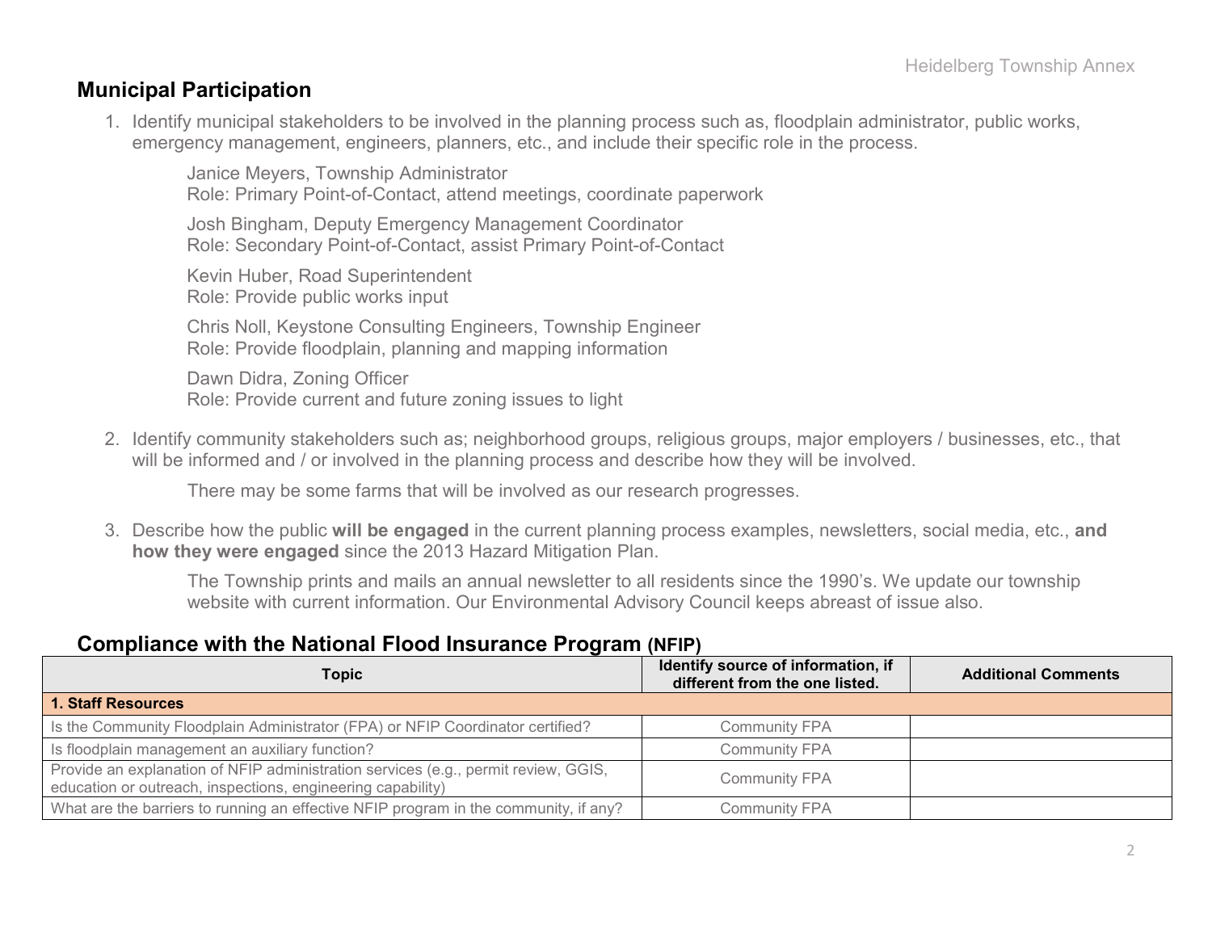## Municipal Participation

1. Identify municipal stakeholders to be involved in the planning process such as, floodplain administrator, public works, emergency management, engineers, planners, etc., and include their specific role in the process.

   Janice Meyers, Township Administrator
   Role: Primary Point-of-Contact, attend meetings, coordinate paperwork

   Josh Bingham, Deputy Emergency Management Coordinator
   Role: Secondary Point-of-Contact, assist Primary Point-of-Contact

   Kevin Huber, Road Superintendent
   Role: Provide public works input

   Chris Noll, Keystone Consulting Engineers, Township Engineer
   Role: Provide floodplain, planning and mapping information

   Dawn Didra, Zoning Officer
   Role: Provide current and future zoning issues to light

2. Identify community stakeholders such as; neighborhood groups, religious groups, major employers / businesses, etc., that will be informed and / or involved in the planning process and describe how they will be involved.

   There may be some farms that will be involved as our research progresses.

3. Describe how the public **will be engaged** in the current planning process examples, newsletters, social media, etc., **and how they were engaged** since the 2013 Hazard Mitigation Plan.

   The Township prints and mails an annual newsletter to all residents since the 1990's. We update our township website with current information. Our Environmental Advisory Council keeps abreast of issue also.

## Compliance with the National Flood Insurance Program (NFIP)

| Topic | Identify source of information, if different from the one listed. | Additional Comments |
|---|---|---|
| **1. Staff Resources** | | |
| Is the Community Floodplain Administrator (FPA) or NFIP Coordinator certified? | Community FPA | |
| Is floodplain management an auxiliary function? | Community FPA | |
| Provide an explanation of NFIP administration services (e.g., permit review, GGIS, education or outreach, inspections, engineering capability) | Community FPA | |
| What are the barriers to running an effective NFIP program in the community, if any? | Community FPA | |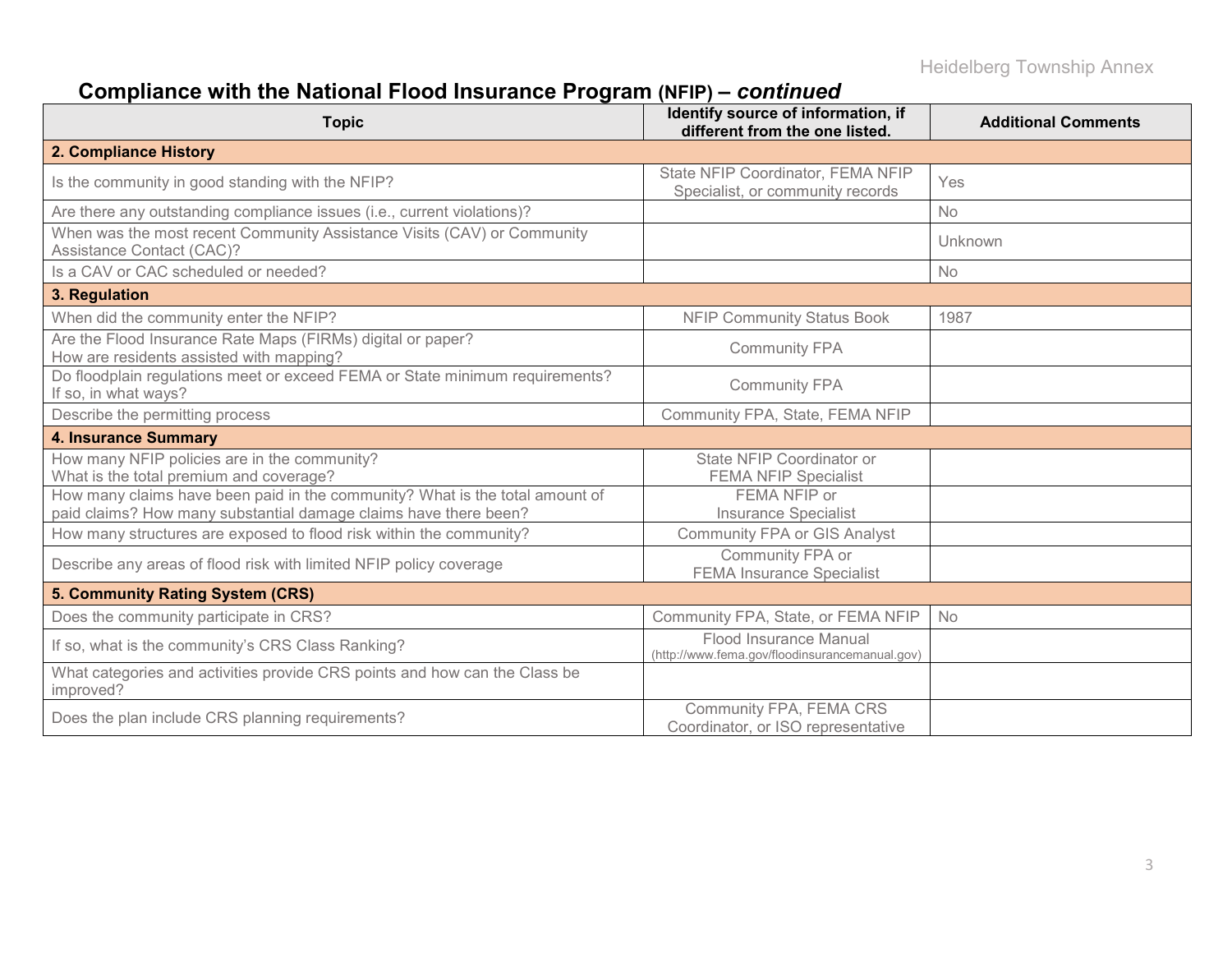## Compliance with the National Flood Insurance Program (NFIP) – *continued*

| Topic | Identify source of information, if different from the one listed. | Additional Comments |
|---|---|---|
| **2. Compliance History** | | |
| Is the community in good standing with the NFIP? | State NFIP Coordinator, FEMA NFIP Specialist, or community records | Yes |
| Are there any outstanding compliance issues (i.e., current violations)? | | No |
| When was the most recent Community Assistance Visits (CAV) or Community Assistance Contact (CAC)? | | Unknown |
| Is a CAV or CAC scheduled or needed? | | No |
| **3. Regulation** | | |
| When did the community enter the NFIP? | NFIP Community Status Book | 1987 |
| Are the Flood Insurance Rate Maps (FIRMs) digital or paper? How are residents assisted with mapping? | Community FPA | |
| Do floodplain regulations meet or exceed FEMA or State minimum requirements? If so, in what ways? | Community FPA | |
| Describe the permitting process | Community FPA, State, FEMA NFIP | |
| **4. Insurance Summary** | | |
| How many NFIP policies are in the community? What is the total premium and coverage? | State NFIP Coordinator or FEMA NFIP Specialist | |
| How many claims have been paid in the community? What is the total amount of paid claims? How many substantial damage claims have there been? | FEMA NFIP or Insurance Specialist | |
| How many structures are exposed to flood risk within the community? | Community FPA or GIS Analyst | |
| Describe any areas of flood risk with limited NFIP policy coverage | Community FPA or FEMA Insurance Specialist | |
| **5. Community Rating System (CRS)** | | |
| Does the community participate in CRS? | Community FPA, State, or FEMA NFIP | No |
| If so, what is the community's CRS Class Ranking? | Flood Insurance Manual (http://www.fema.gov/floodinsurancemanual.gov) | |
| What categories and activities provide CRS points and how can the Class be improved? | | |
| Does the plan include CRS planning requirements? | Community FPA, FEMA CRS Coordinator, or ISO representative | |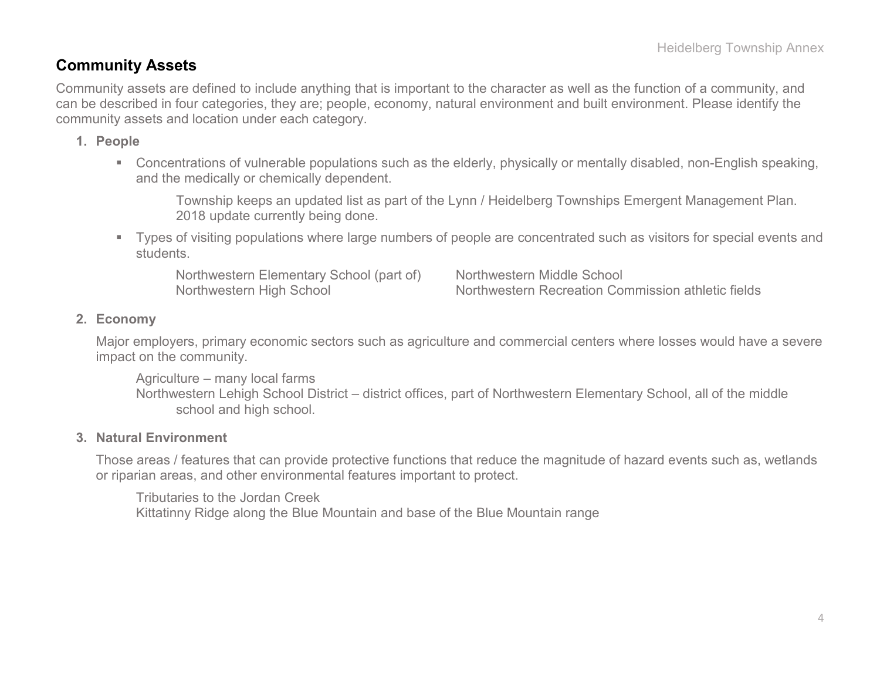## Community Assets

Community assets are defined to include anything that is important to the character as well as the function of a community, and can be described in four categories, they are; people, economy, natural environment and built environment. Please identify the community assets and location under each category.

1. **People**
   - Concentrations of vulnerable populations such as the elderly, physically or mentally disabled, non-English speaking, and the medically or chemically dependent.

     Township keeps an updated list as part of the Lynn / Heidelberg Townships Emergent Management Plan. 2018 update currently being done.

   - Types of visiting populations where large numbers of people are concentrated such as visitors for special events and students.

     Northwestern Elementary School (part of)
     Northwestern Middle School
     Northwestern High School
     Northwestern Recreation Commission athletic fields

2. **Economy**

   Major employers, primary economic sectors such as agriculture and commercial centers where losses would have a severe impact on the community.

   Agriculture – many local farms
   Northwestern Lehigh School District – district offices, part of Northwestern Elementary School, all of the middle school and high school.

3. **Natural Environment**

   Those areas / features that can provide protective functions that reduce the magnitude of hazard events such as, wetlands or riparian areas, and other environmental features important to protect.

   Tributaries to the Jordan Creek
   Kittatinny Ridge along the Blue Mountain and base of the Blue Mountain range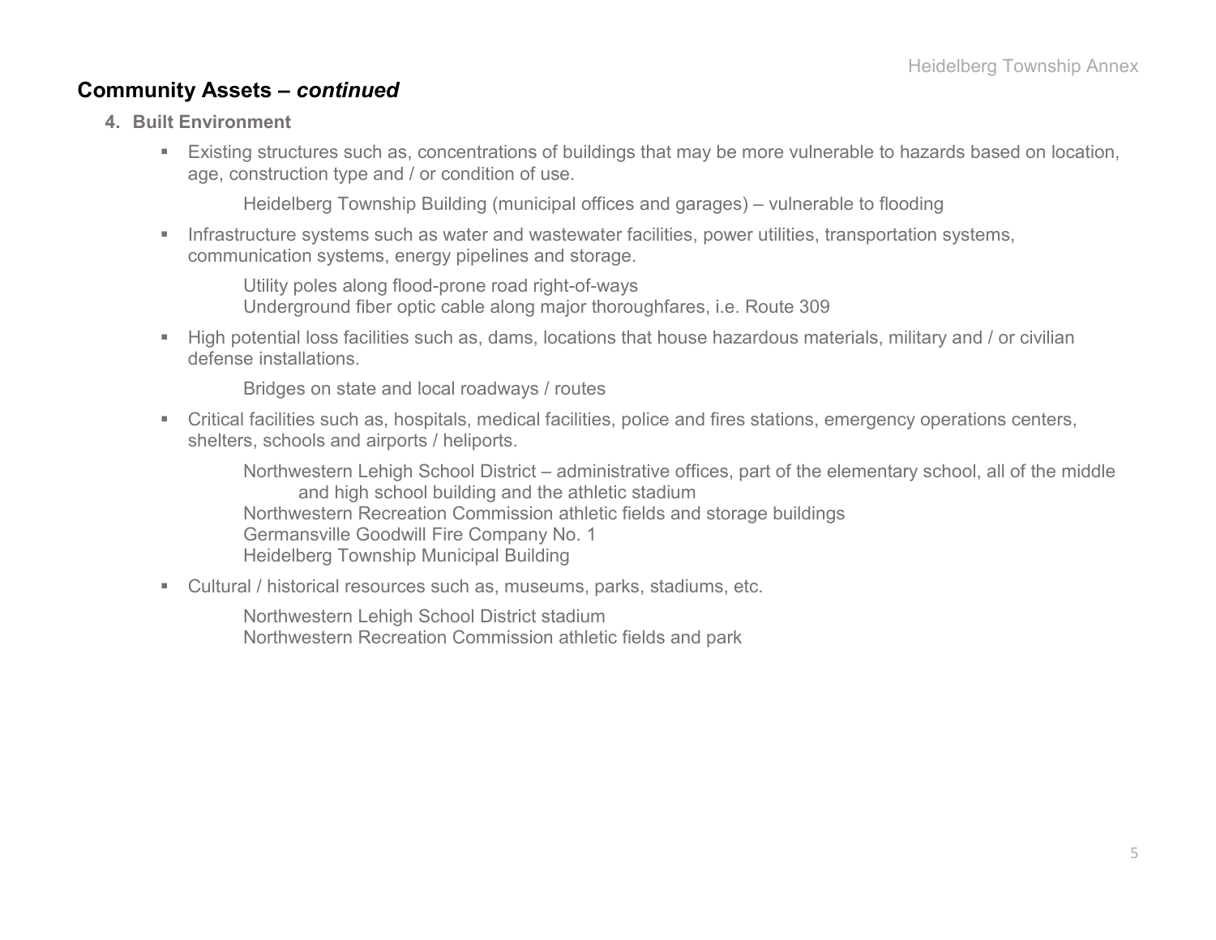## Community Assets – *continued*

4. **Built Environment**

   - Existing structures such as, concentrations of buildings that may be more vulnerable to hazards based on location, age, construction type and / or condition of use.

     Heidelberg Township Building (municipal offices and garages) – vulnerable to flooding

   - Infrastructure systems such as water and wastewater facilities, power utilities, transportation systems, communication systems, energy pipelines and storage.

     Utility poles along flood-prone road right-of-ways
     Underground fiber optic cable along major thoroughfares, i.e. Route 309

   - High potential loss facilities such as, dams, locations that house hazardous materials, military and / or civilian defense installations.

     Bridges on state and local roadways / routes

   - Critical facilities such as, hospitals, medical facilities, police and fires stations, emergency operations centers, shelters, schools and airports / heliports.

     Northwestern Lehigh School District – administrative offices, part of the elementary school, all of the middle and high school building and the athletic stadium
     Northwestern Recreation Commission athletic fields and storage buildings
     Germansville Goodwill Fire Company No. 1
     Heidelberg Township Municipal Building

   - Cultural / historical resources such as, museums, parks, stadiums, etc.

     Northwestern Lehigh School District stadium
     Northwestern Recreation Commission athletic fields and park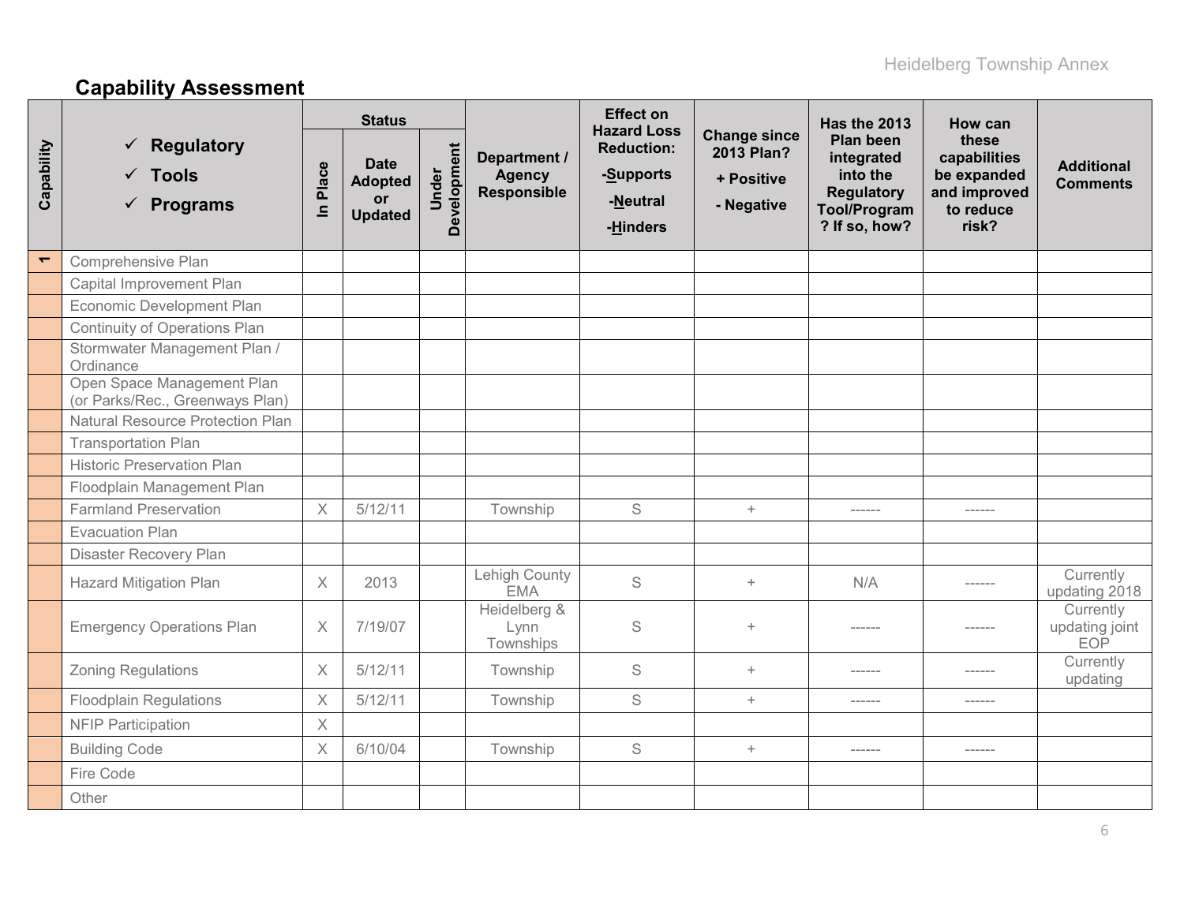## Capability Assessment

| Capability | ✓ Regulatory ✓ Tools ✓ Programs | Status | | | Department / Agency Responsible | Effect on Hazard Loss Reduction: -Supports -Neutral -Hinders | Change since 2013 Plan? + Positive - Negative | Has the 2013 Plan been integrated into the Regulatory Tool/Program? If so, how? | How can these capabilities be expanded and improved to reduce risk? | Additional Comments |
|---|---|---|---|---|---|---|---|---|---|---|
| | | In Place | Date Adopted or Updated | Under Development | | | | | | |
| 1 | Comprehensive Plan | | | | | | | | | |
| | Capital Improvement Plan | | | | | | | | | |
| | Economic Development Plan | | | | | | | | | |
| | Continuity of Operations Plan | | | | | | | | | |
| | Stormwater Management Plan / Ordinance | | | | | | | | | |
| | Open Space Management Plan (or Parks/Rec., Greenways Plan) | | | | | | | | | |
| | Natural Resource Protection Plan | | | | | | | | | |
| | Transportation Plan | | | | | | | | | |
| | Historic Preservation Plan | | | | | | | | | |
| | Floodplain Management Plan | | | | | | | | | |
| | Farmland Preservation | X | 5/12/11 | | Township | S | + | ------ | ------ | |
| | Evacuation Plan | | | | | | | | | |
| | Disaster Recovery Plan | | | | | | | | | |
| | Hazard Mitigation Plan | X | 2013 | | Lehigh County EMA | S | + | N/A | ------ | Currently updating 2018 |
| | Emergency Operations Plan | X | 7/19/07 | | Heidelberg & Lynn Townships | S | + | ------ | ------ | Currently updating joint EOP |
| | Zoning Regulations | X | 5/12/11 | | Township | S | + | ------ | ------ | Currently updating |
| | Floodplain Regulations | X | 5/12/11 | | Township | S | + | ------ | ------ | |
| | NFIP Participation | X | | | | | | | | |
| | Building Code | X | 6/10/04 | | Township | S | + | ------ | ------ | |
| | Fire Code | | | | | | | | | |
| | Other | | | | | | | | | |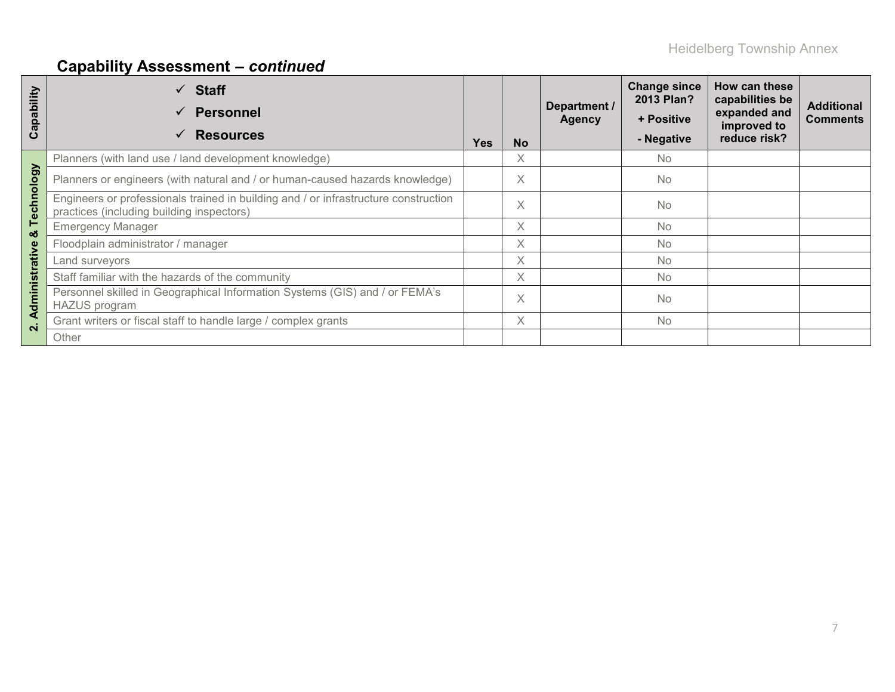## Capability Assessment – *continued*

| Capability | ✓ **Staff** ✓ **Personnel** ✓ **Resources** | Yes | No | Department / Agency | Change since 2013 Plan? + Positive - Negative | How can these capabilities be expanded and improved to reduce risk? | Additional Comments |
|---|---|---|---|---|---|---|---|
| 2. Administrative & Technology | Planners (with land use / land development knowledge) | | X | | No | | |
| | Planners or engineers (with natural and / or human-caused hazards knowledge) | | X | | No | | |
| | Engineers or professionals trained in building and / or infrastructure construction practices (including building inspectors) | | X | | No | | |
| | Emergency Manager | | X | | No | | |
| | Floodplain administrator / manager | | X | | No | | |
| | Land surveyors | | X | | No | | |
| | Staff familiar with the hazards of the community | | X | | No | | |
| | Personnel skilled in Geographical Information Systems (GIS) and / or FEMA's HAZUS program | | X | | No | | |
| | Grant writers or fiscal staff to handle large / complex grants | | X | | No | | |
| | Other | | | | | | |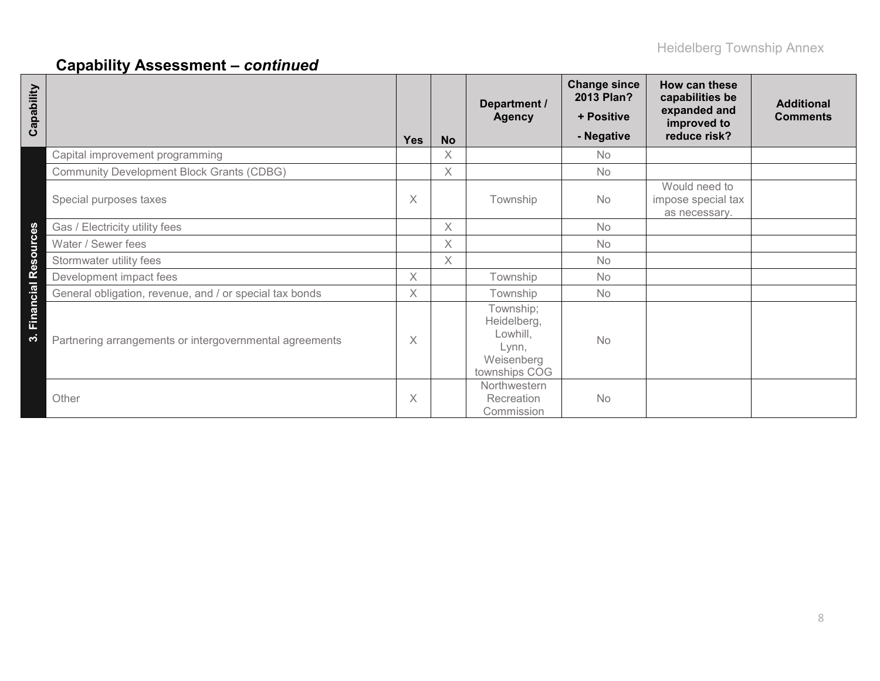## Capability Assessment – *continued*

| Capability | | Yes | No | Department / Agency | Change since 2013 Plan? + Positive - Negative | How can these capabilities be expanded and improved to reduce risk? | Additional Comments |
|---|---|---|---|---|---|---|---|
| 3. Financial Resources | Capital improvement programming | | X | | No | | |
| | Community Development Block Grants (CDBG) | | X | | No | | |
| | Special purposes taxes | X | | Township | No | Would need to impose special tax as necessary. | |
| | Gas / Electricity utility fees | | X | | No | | |
| | Water / Sewer fees | | X | | No | | |
| | Stormwater utility fees | | X | | No | | |
| | Development impact fees | X | | Township | No | | |
| | General obligation, revenue, and / or special tax bonds | X | | Township | No | | |
| | Partnering arrangements or intergovernmental agreements | X | | Township; Heidelberg, Lowhill, Lynn, Weisenberg townships COG | No | | |
| | Other | X | | Northwestern Recreation Commission | No | | |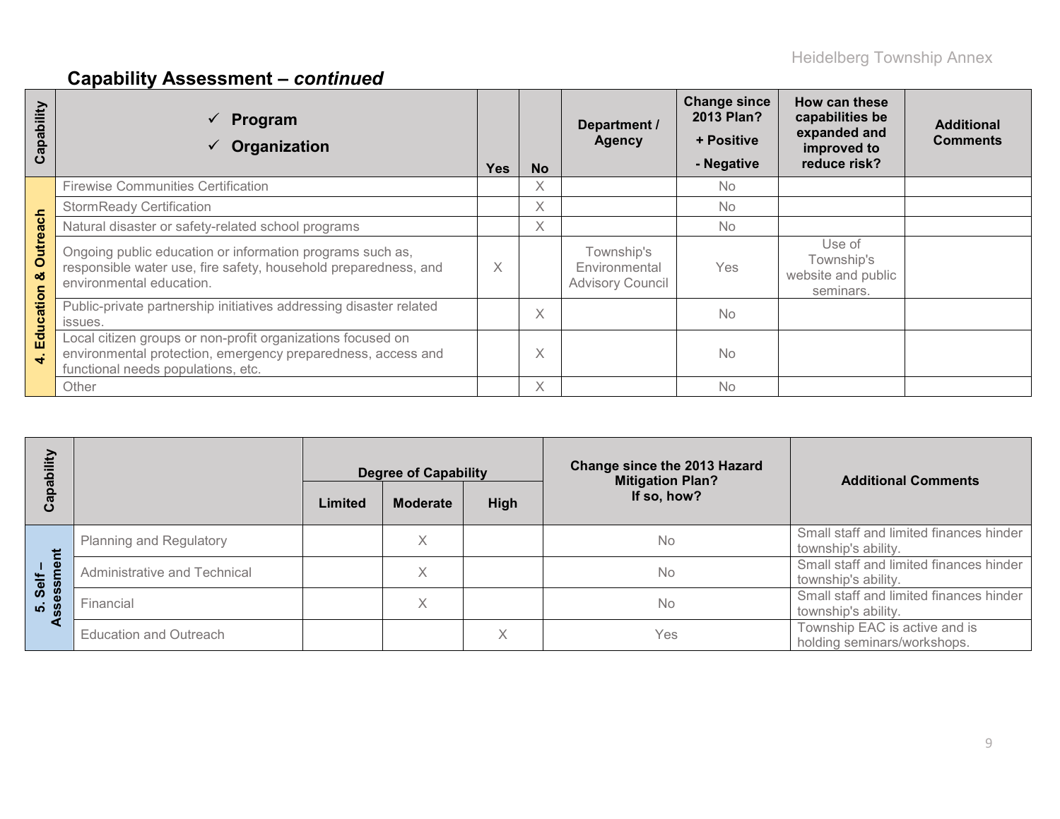## Capability Assessment – *continued*

| Capability | ✓ Program<br>✓ Organization | Yes | No | Department / Agency | Change since 2013 Plan?<br>+ Positive<br>- Negative | How can these capabilities be expanded and improved to reduce risk? | Additional Comments |
|---|---|---|---|---|---|---|---|
| 4. Education & Outreach | Firewise Communities Certification | | X | | No | | |
| | StormReady Certification | | X | | No | | |
| | Natural disaster or safety-related school programs | | X | | No | | |
| | Ongoing public education or information programs such as, responsible water use, fire safety, household preparedness, and environmental education. | X | | Township's Environmental Advisory Council | Yes | Use of Township's website and public seminars. | |
| | Public-private partnership initiatives addressing disaster related issues. | | X | | No | | |
| | Local citizen groups or non-profit organizations focused on environmental protection, emergency preparedness, access and functional needs populations, etc. | | X | | No | | |
| | Other | | X | | No | | |

| Capability | | Degree of Capability | | | Change since the 2013 Hazard Mitigation Plan? If so, how? | Additional Comments |
|---|---|---|---|---|---|---|
| | | Limited | Moderate | High | | |
| 5. Self – Assessment | Planning and Regulatory | | X | | No | Small staff and limited finances hinder township's ability. |
| | Administrative and Technical | | X | | No | Small staff and limited finances hinder township's ability. |
| | Financial | | X | | No | Small staff and limited finances hinder township's ability. |
| | Education and Outreach | | | X | Yes | Township EAC is active and is holding seminars/workshops. |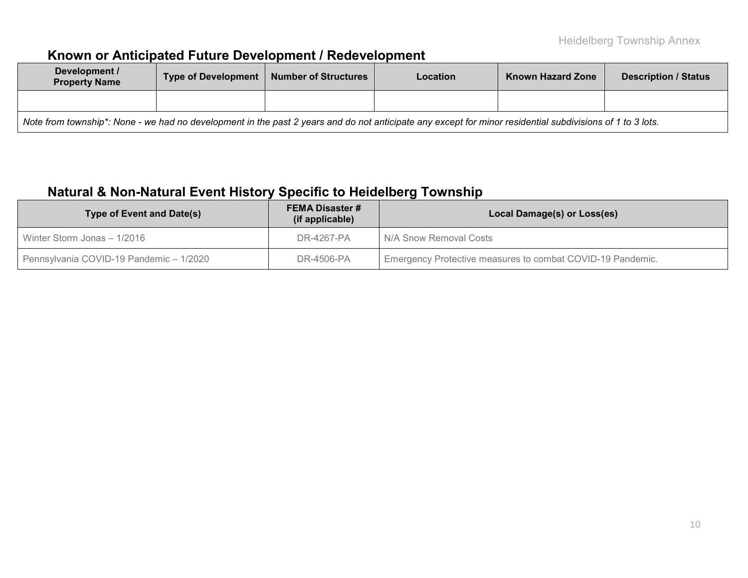## Known or Anticipated Future Development / Redevelopment

| Development / Property Name | Type of Development | Number of Structures | Location | Known Hazard Zone | Description / Status |
|---|---|---|---|---|---|
| | | | | | |
| *Note from township*\*: None - we had no development in the past 2 years and do not anticipate any except for minor residential subdivisions of 1 to 3 lots.* | | | | | |

## Natural & Non-Natural Event History Specific to Heidelberg Township

| Type of Event and Date(s) | FEMA Disaster # (if applicable) | Local Damage(s) or Loss(es) |
|---|---|---|
| Winter Storm Jonas – 1/2016 | DR-4267-PA | N/A Snow Removal Costs |
| Pennsylvania COVID-19 Pandemic – 1/2020 | DR-4506-PA | Emergency Protective measures to combat COVID-19 Pandemic. |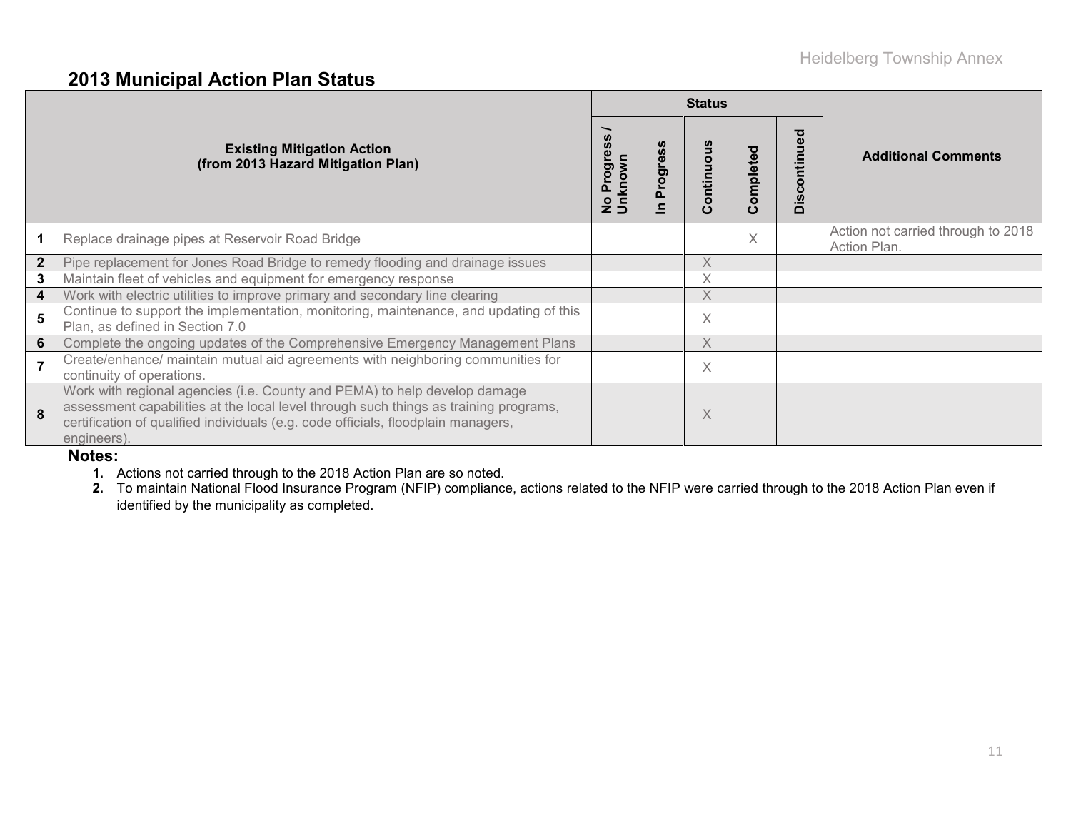## 2013 Municipal Action Plan Status

| | Existing Mitigation Action (from 2013 Hazard Mitigation Plan) | Status | | | | | Additional Comments |
|---|---|---|---|---|---|---|---|
| | | No Progress / Unknown | In Progress | Continuous | Completed | Discontinued | |
| 1 | Replace drainage pipes at Reservoir Road Bridge | | | | X | | Action not carried through to 2018 Action Plan. |
| 2 | Pipe replacement for Jones Road Bridge to remedy flooding and drainage issues | | | X | | | |
| 3 | Maintain fleet of vehicles and equipment for emergency response | | | X | | | |
| 4 | Work with electric utilities to improve primary and secondary line clearing | | | X | | | |
| 5 | Continue to support the implementation, monitoring, maintenance, and updating of this Plan, as defined in Section 7.0 | | | X | | | |
| 6 | Complete the ongoing updates of the Comprehensive Emergency Management Plans | | | X | | | |
| 7 | Create/enhance/ maintain mutual aid agreements with neighboring communities for continuity of operations. | | | X | | | |
| 8 | Work with regional agencies (i.e. County and PEMA) to help develop damage assessment capabilities at the local level through such things as training programs, certification of qualified individuals (e.g. code officials, floodplain managers, engineers). | | | X | | | |

**Notes:**

1. Actions not carried through to the 2018 Action Plan are so noted.
2. To maintain National Flood Insurance Program (NFIP) compliance, actions related to the NFIP were carried through to the 2018 Action Plan even if identified by the municipality as completed.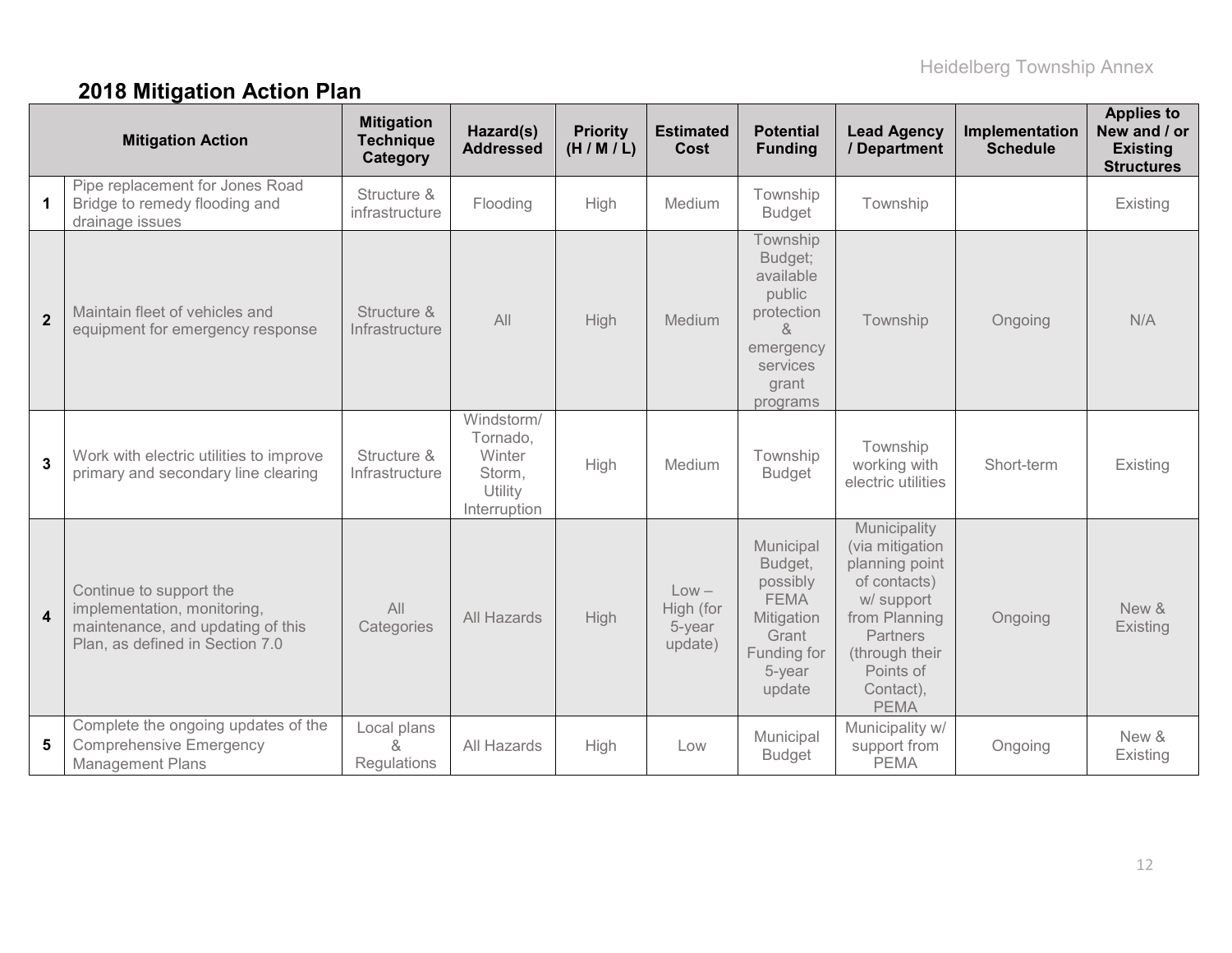## 2018 Mitigation Action Plan

| | Mitigation Action | Mitigation Technique Category | Hazard(s) Addressed | Priority (H / M / L) | Estimated Cost | Potential Funding | Lead Agency / Department | Implementation Schedule | Applies to New and / or Existing Structures |
|---|---|---|---|---|---|---|---|---|---|
| 1 | Pipe replacement for Jones Road Bridge to remedy flooding and drainage issues | Structure & infrastructure | Flooding | High | Medium | Township Budget | Township | | Existing |
| 2 | Maintain fleet of vehicles and equipment for emergency response | Structure & Infrastructure | All | High | Medium | Township Budget; available public protection & emergency services grant programs | Township | Ongoing | N/A |
| 3 | Work with electric utilities to improve primary and secondary line clearing | Structure & Infrastructure | Windstorm/ Tornado, Winter Storm, Utility Interruption | High | Medium | Township Budget | Township working with electric utilities | Short-term | Existing |
| 4 | Continue to support the implementation, monitoring, maintenance, and updating of this Plan, as defined in Section 7.0 | All Categories | All Hazards | High | Low – High (for 5-year update) | Municipal Budget, possibly FEMA Mitigation Grant Funding for 5-year update | Municipality (via mitigation planning point of contacts) w/ support from Planning Partners (through their Points of Contact), PEMA | Ongoing | New & Existing |
| 5 | Complete the ongoing updates of the Comprehensive Emergency Management Plans | Local plans & Regulations | All Hazards | High | Low | Municipal Budget | Municipality w/ support from PEMA | Ongoing | New & Existing |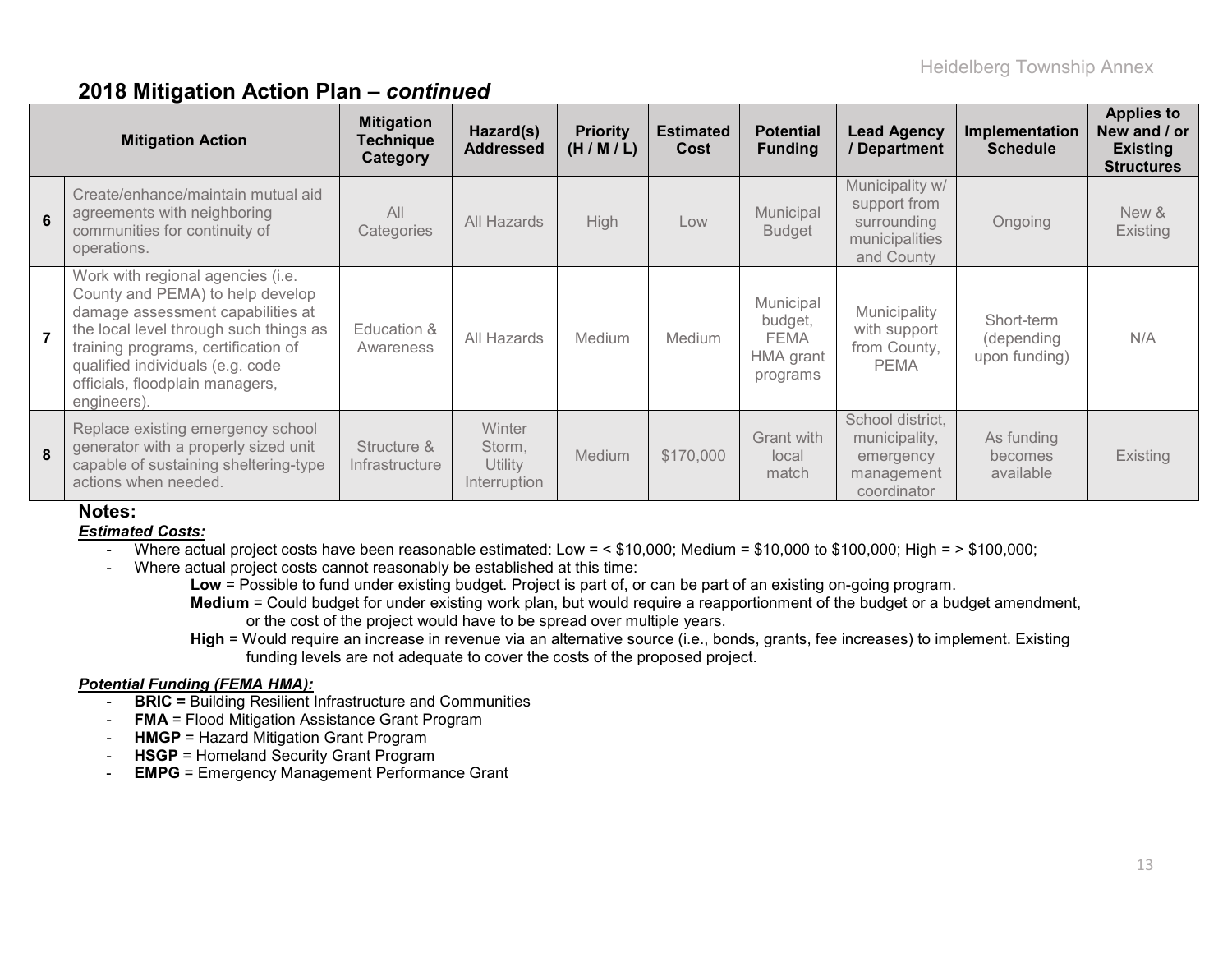## 2018 Mitigation Action Plan – *continued*

| | Mitigation Action | Mitigation Technique Category | Hazard(s) Addressed | Priority (H / M / L) | Estimated Cost | Potential Funding | Lead Agency / Department | Implementation Schedule | Applies to New and / or Existing Structures |
|---|---|---|---|---|---|---|---|---|---|
| 6 | Create/enhance/maintain mutual aid agreements with neighboring communities for continuity of operations. | All Categories | All Hazards | High | Low | Municipal Budget | Municipality w/ support from surrounding municipalities and County | Ongoing | New & Existing |
| 7 | Work with regional agencies (i.e. County and PEMA) to help develop damage assessment capabilities at the local level through such things as training programs, certification of qualified individuals (e.g. code officials, floodplain managers, engineers). | Education & Awareness | All Hazards | Medium | Medium | Municipal budget, FEMA HMA grant programs | Municipality with support from County, PEMA | Short-term (depending upon funding) | N/A |
| 8 | Replace existing emergency school generator with a properly sized unit capable of sustaining sheltering-type actions when needed. | Structure & Infrastructure | Winter Storm, Utility Interruption | Medium | $170,000 | Grant with local match | School district, municipality, emergency management coordinator | As funding becomes available | Existing |

### Notes:

***Estimated Costs:***

- Where actual project costs have been reasonable estimated: Low = < $10,000; Medium = $10,000 to $100,000; High = > $100,000;
- Where actual project costs cannot reasonably be established at this time:
  - **Low** = Possible to fund under existing budget. Project is part of, or can be part of an existing on-going program.
  - **Medium** = Could budget for under existing work plan, but would require a reapportionment of the budget or a budget amendment, or the cost of the project would have to be spread over multiple years.
  - **High** = Would require an increase in revenue via an alternative source (i.e., bonds, grants, fee increases) to implement. Existing funding levels are not adequate to cover the costs of the proposed project.

***Potential Funding (FEMA HMA):***

- **BRIC =** Building Resilient Infrastructure and Communities
- **FMA** = Flood Mitigation Assistance Grant Program
- **HMGP** = Hazard Mitigation Grant Program
- **HSGP** = Homeland Security Grant Program
- **EMPG** = Emergency Management Performance Grant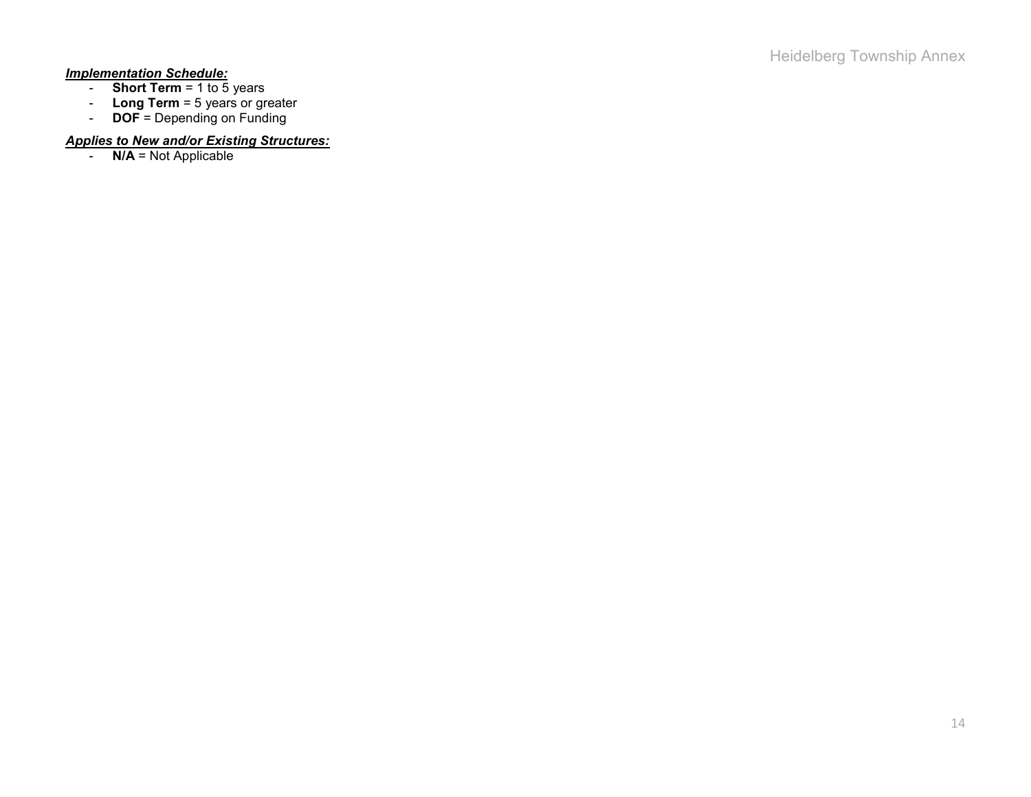***Implementation Schedule:***

- **Short Term** = 1 to 5 years
- **Long Term** = 5 years or greater
- **DOF** = Depending on Funding

***Applies to New and/or Existing Structures:***

- **N/A** = Not Applicable